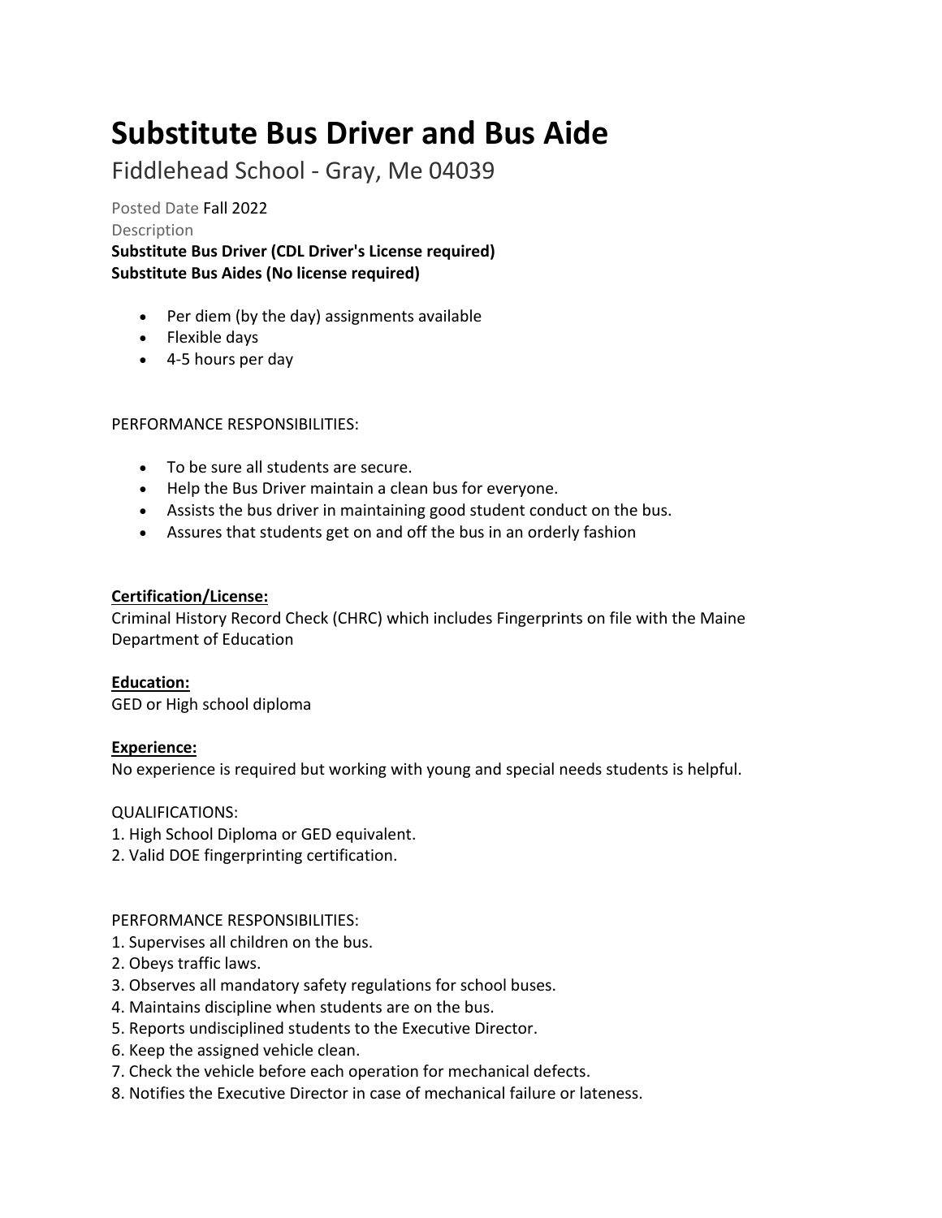# Substitute Bus Driver and Bus Aide

Fiddlehead School - Gray, Me 04039

Posted Date Fall 2022

Description

**Substitute Bus Driver (CDL Driver's License required)**
**Substitute Bus Aides (No license required)**

- Per diem (by the day) assignments available
- Flexible days
- 4-5 hours per day

PERFORMANCE RESPONSIBILITIES:

- To be sure all students are secure.
- Help the Bus Driver maintain a clean bus for everyone.
- Assists the bus driver in maintaining good student conduct on the bus.
- Assures that students get on and off the bus in an orderly fashion

**Certification/License:**
Criminal History Record Check (CHRC) which includes Fingerprints on file with the Maine Department of Education

**Education:**
GED or High school diploma

**Experience:**
No experience is required but working with young and special needs students is helpful.

QUALIFICATIONS:

1. High School Diploma or GED equivalent.
2. Valid DOE fingerprinting certification.

PERFORMANCE RESPONSIBILITIES:

1. Supervises all children on the bus.
2. Obeys traffic laws.
3. Observes all mandatory safety regulations for school buses.
4. Maintains discipline when students are on the bus.
5. Reports undisciplined students to the Executive Director.
6. Keep the assigned vehicle clean.
7. Check the vehicle before each operation for mechanical defects.
8. Notifies the Executive Director in case of mechanical failure or lateness.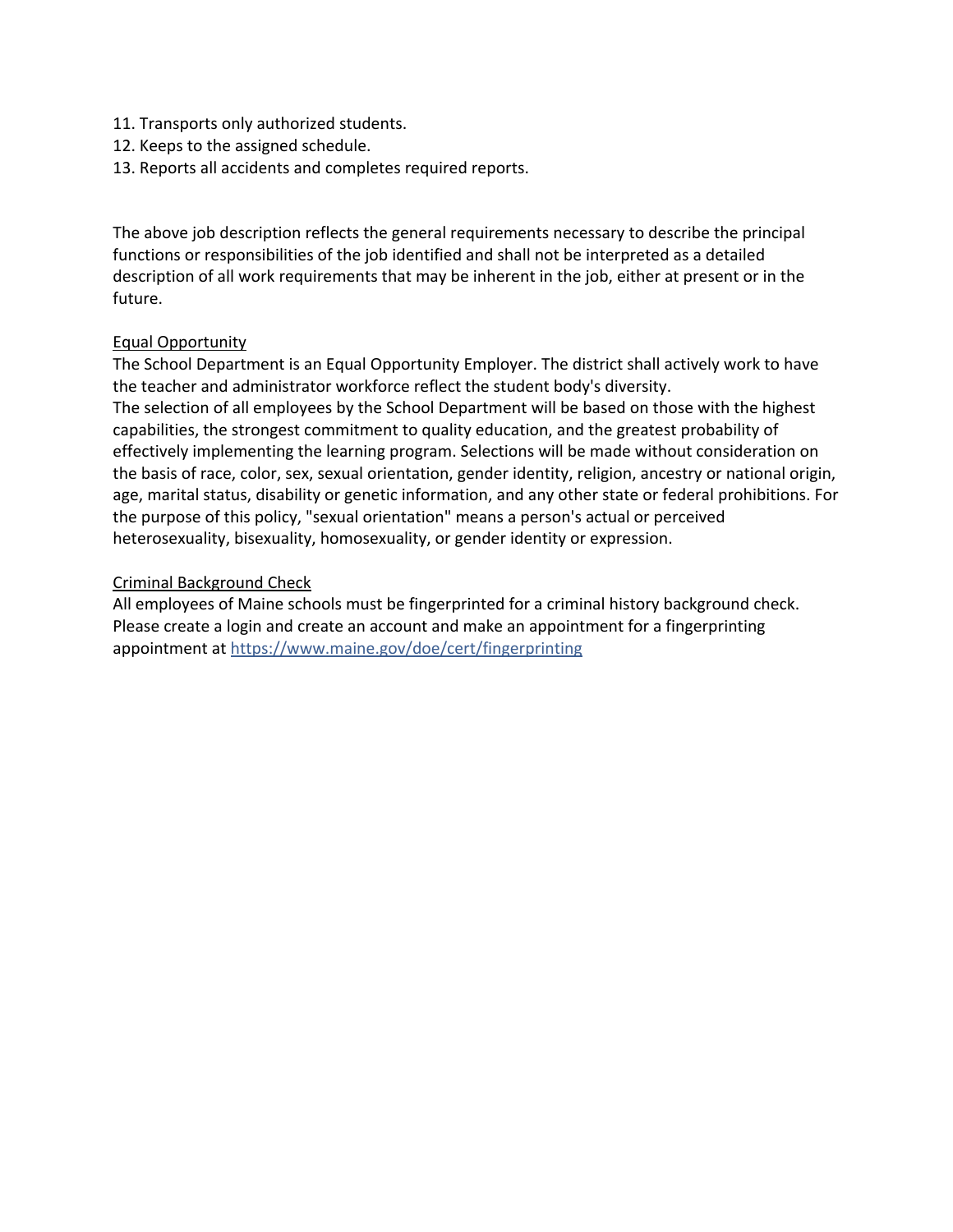11. Transports only authorized students.
12. Keeps to the assigned schedule.
13. Reports all accidents and completes required reports.

The above job description reflects the general requirements necessary to describe the principal functions or responsibilities of the job identified and shall not be interpreted as a detailed description of all work requirements that may be inherent in the job, either at present or in the future.

<u>Equal Opportunity</u>

The School Department is an Equal Opportunity Employer. The district shall actively work to have the teacher and administrator workforce reflect the student body's diversity.
The selection of all employees by the School Department will be based on those with the highest capabilities, the strongest commitment to quality education, and the greatest probability of effectively implementing the learning program. Selections will be made without consideration on the basis of race, color, sex, sexual orientation, gender identity, religion, ancestry or national origin, age, marital status, disability or genetic information, and any other state or federal prohibitions. For the purpose of this policy, "sexual orientation" means a person's actual or perceived heterosexuality, bisexuality, homosexuality, or gender identity or expression.

<u>Criminal Background Check</u>

All employees of Maine schools must be fingerprinted for a criminal history background check. Please create a login and create an account and make an appointment for a fingerprinting appointment at https://www.maine.gov/doe/cert/fingerprinting